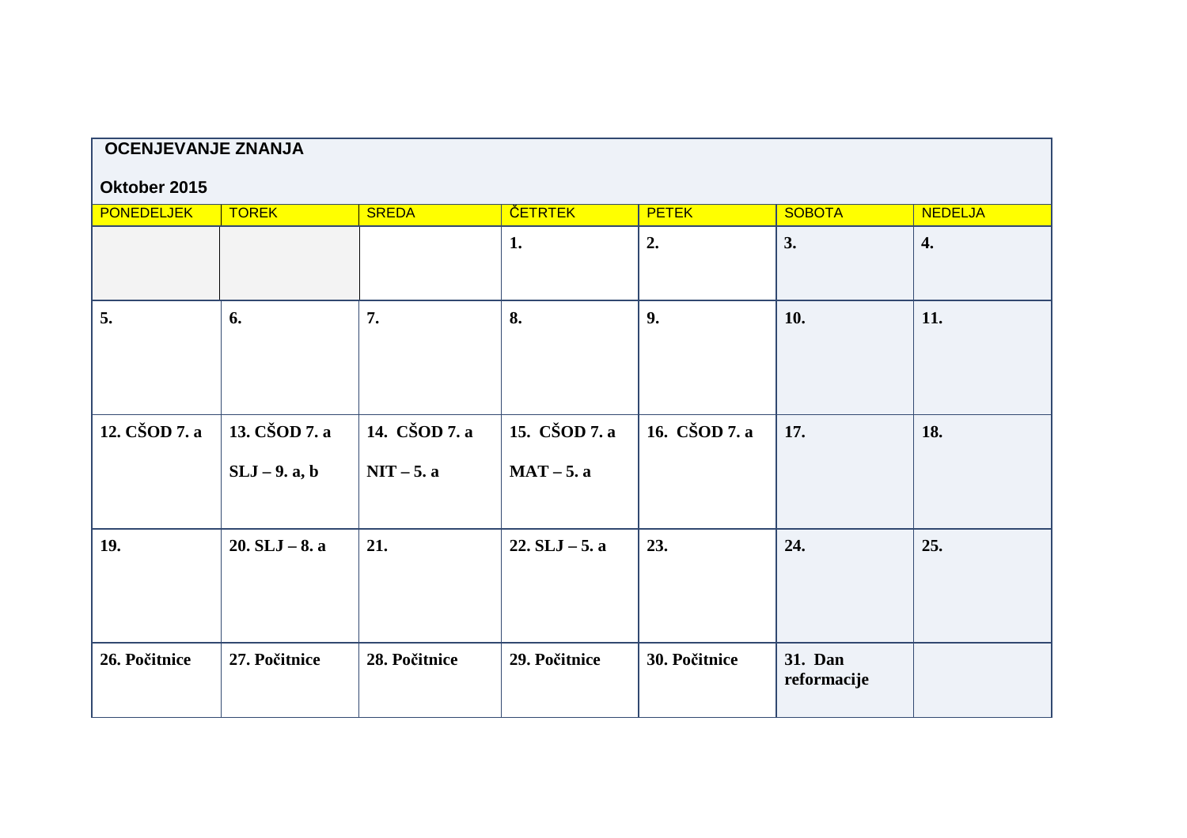**OCENJEVANJE ZNANJA**

**Oktober 2015**

| PONEDELJEK | TOREK | SREDA | ČETRTEK | PETEK | SOBOTA | NEDELJA |
|---|---|---|---|---|---|---|
| | | | **1.** | **2.** | **3.** | **4.** |
| **5.** | **6.** | **7.** | **8.** | **9.** | **10.** | **11.** |
| **12. CŠOD 7. a** | **13. CŠOD 7. a**<br>**SLJ – 9. a, b** | **14. CŠOD 7. a**<br>**NIT – 5. a** | **15. CŠOD 7. a**<br>**MAT – 5. a** | **16. CŠOD 7. a** | **17.** | **18.** |
| **19.** | **20. SLJ – 8. a** | **21.** | **22. SLJ – 5. a** | **23.** | **24.** | **25.** |
| **26. Počitnice** | **27. Počitnice** | **28. Počitnice** | **29. Počitnice** | **30. Počitnice** | **31. Dan reformacije** | |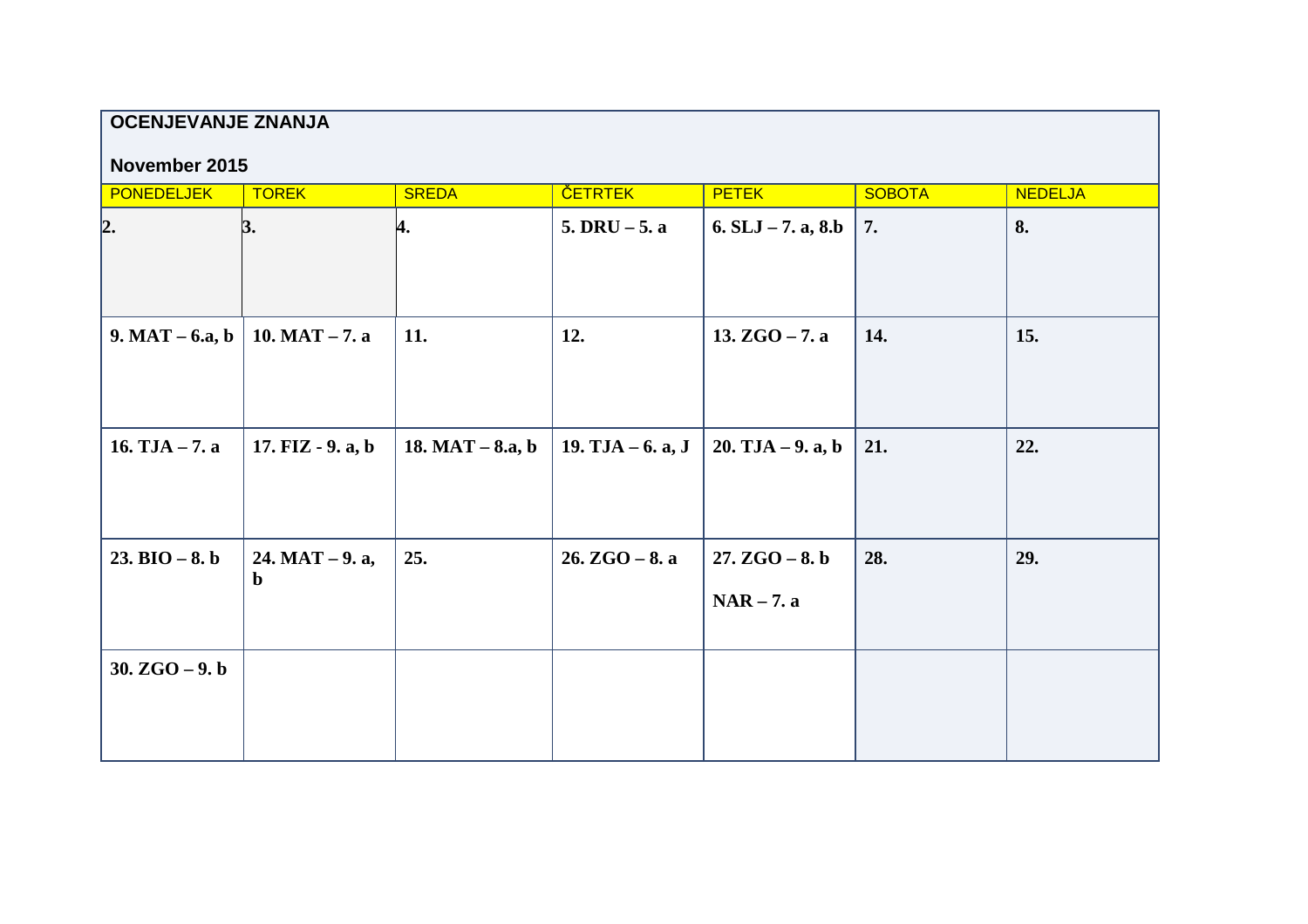**OCENJEVANJE ZNANJA**

**November 2015**

| PONEDELJEK | TOREK | SREDA | ČETRTEK | PETEK | SOBOTA | NEDELJA |
|---|---|---|---|---|---|---|
| **2.** | **3.** | **4.** | **5. DRU – 5. a** | **6. SLJ – 7. a, 8.b** | **7.** | **8.** |
| **9. MAT – 6.a, b** | **10. MAT – 7. a** | **11.** | **12.** | **13. ZGO – 7. a** | **14.** | **15.** |
| **16. TJA – 7. a** | **17. FIZ - 9. a, b** | **18. MAT – 8.a, b** | **19. TJA – 6. a, J** | **20. TJA – 9. a, b** | **21.** | **22.** |
| **23. BIO – 8. b** | **24. MAT – 9. a, b** | **25.** | **26. ZGO – 8. a** | **27. ZGO – 8. b**<br><br>**NAR – 7. a** | **28.** | **29.** |
| **30. ZGO – 9. b** | | | | | | |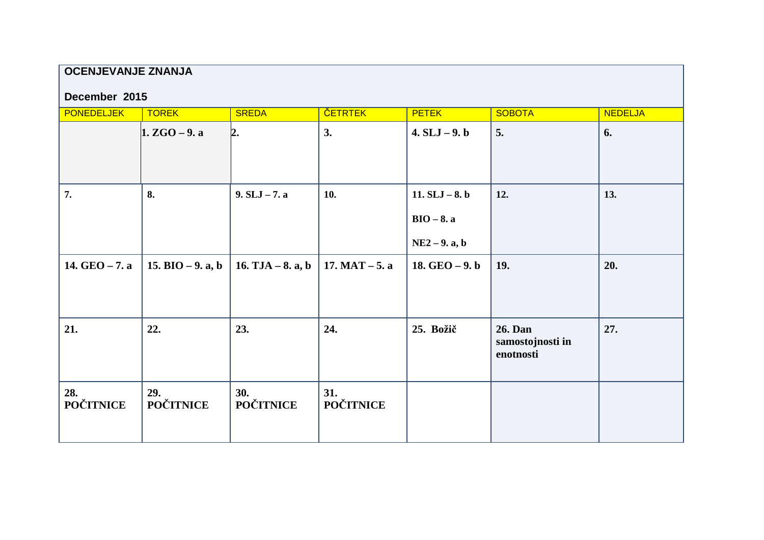**OCENJEVANJE ZNANJA**

**December 2015**

| PONEDELJEK | TOREK | SREDA | ČETRTEK | PETEK | SOBOTA | NEDELJA |
|---|---|---|---|---|---|---|
| | **1. ZGO – 9. a** | **2.** | **3.** | **4. SLJ – 9. b** | **5.** | **6.** |
| **7.** | **8.** | **9. SLJ – 7. a** | **10.** | **11. SLJ – 8. b**<br>**BIO – 8. a**<br>**NE2 – 9. a, b** | **12.** | **13.** |
| **14. GEO – 7. a** | **15. BIO – 9. a, b** | **16. TJA – 8. a, b** | **17. MAT – 5. a** | **18. GEO – 9. b** | **19.** | **20.** |
| **21.** | **22.** | **23.** | **24.** | **25. Božič** | **26. Dan samostojnosti in enotnosti** | **27.** |
| **28. POČITNICE** | **29. POČITNICE** | **30. POČITNICE** | **31. POČITNICE** | | | |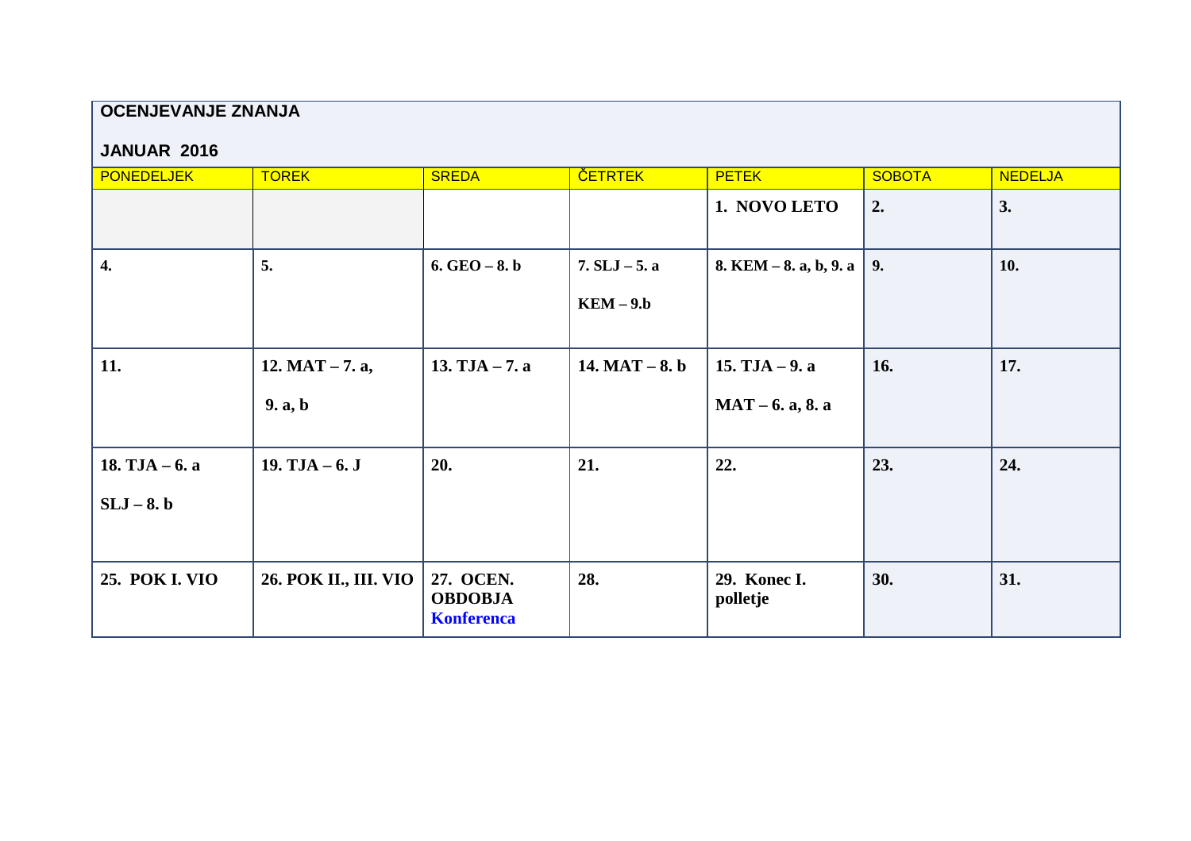**OCENJEVANJE ZNANJA**

**JANUAR 2016**

| PONEDELJEK | TOREK | SREDA | ČETRTEK | PETEK | SOBOTA | NEDELJA |
|---|---|---|---|---|---|---|
| | | | | **1. NOVO LETO** | **2.** | **3.** |
| **4.** | **5.** | **6. GEO – 8. b** | **7. SLJ – 5. a**<br>**KEM – 9.b** | **8. KEM – 8. a, b, 9. a** | **9.** | **10.** |
| **11.** | **12. MAT – 7. a,**<br>**9. a, b** | **13. TJA – 7. a** | **14. MAT – 8. b** | **15. TJA – 9. a**<br>**MAT – 6. a, 8. a** | **16.** | **17.** |
| **18. TJA – 6. a**<br>**SLJ – 8. b** | **19. TJA – 6. J** | **20.** | **21.** | **22.** | **23.** | **24.** |
| **25. POK I. VIO** | **26. POK II., III. VIO** | **27. OCEN. OBDOBJA**<br>**Konferenca** | **28.** | **29. Konec I. polletje** | **30.** | **31.** |